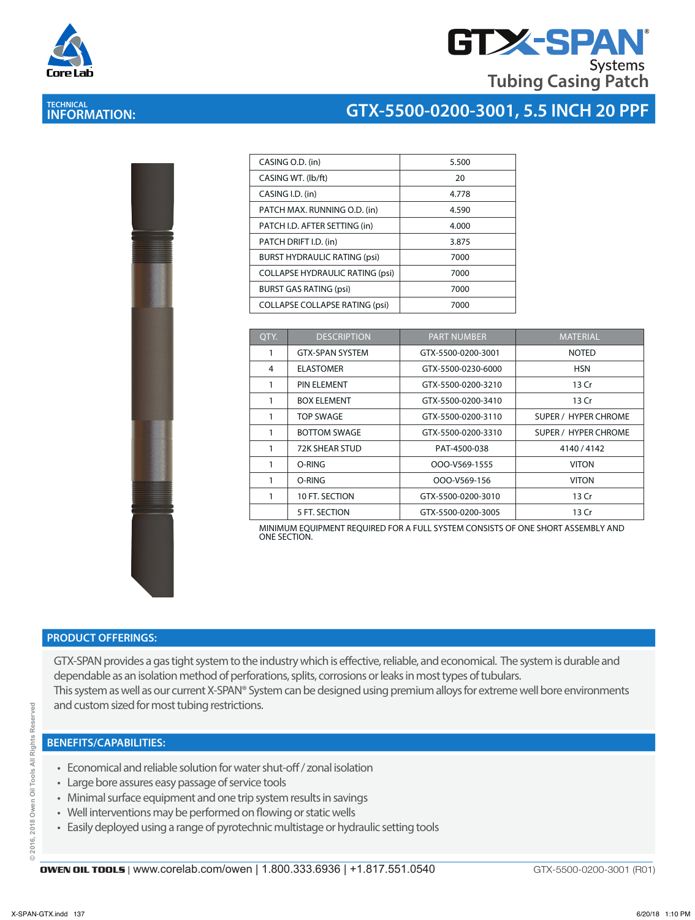# GTX-SPAN® Systems Tubing Casing Patch

## TECHNICAL INFORMATION: GTX-5500-0200-3001, 5.5 INCH 20 PPF

| | |
|---|---|
| CASING O.D. (in) | 5.500 |
| CASING WT. (lb/ft) | 20 |
| CASING I.D. (in) | 4.778 |
| PATCH MAX. RUNNING O.D. (in) | 4.590 |
| PATCH I.D. AFTER SETTING (in) | 4.000 |
| PATCH DRIFT I.D. (in) | 3.875 |
| BURST HYDRAULIC RATING (psi) | 7000 |
| COLLAPSE HYDRAULIC RATING (psi) | 7000 |
| BURST GAS RATING (psi) | 7000 |
| COLLAPSE COLLAPSE RATING (psi) | 7000 |

| QTY. | DESCRIPTION | PART NUMBER | MATERIAL |
|---|---|---|---|
| 1 | GTX-SPAN SYSTEM | GTX-5500-0200-3001 | NOTED |
| 4 | ELASTOMER | GTX-5500-0230-6000 | HSN |
| 1 | PIN ELEMENT | GTX-5500-0200-3210 | 13 Cr |
| 1 | BOX ELEMENT | GTX-5500-0200-3410 | 13 Cr |
| 1 | TOP SWAGE | GTX-5500-0200-3110 | SUPER / HYPER CHROME |
| 1 | BOTTOM SWAGE | GTX-5500-0200-3310 | SUPER / HYPER CHROME |
| 1 | 72K SHEAR STUD | PAT-4500-038 | 4140 / 4142 |
| 1 | O-RING | 000-V569-1555 | VITON |
| 1 | O-RING | 000-V569-156 | VITON |
| 1 | 10 FT. SECTION | GTX-5500-0200-3010 | 13 Cr |
| | 5 FT. SECTION | GTX-5500-0200-3005 | 13 Cr |

MINIMUM EQUIPMENT REQUIRED FOR A FULL SYSTEM CONSISTS OF ONE SHORT ASSEMBLY AND ONE SECTION.

## PRODUCT OFFERINGS:

GTX-SPAN provides a gas tight system to the industry which is effective, reliable, and economical. The system is durable and dependable as an isolation method of perforations, splits, corrosions or leaks in most types of tubulars.
This system as well as our current X-SPAN® System can be designed using premium alloys for extreme well bore environments and custom sized for most tubing restrictions.

## BENEFITS/CAPABILITIES:

- Economical and reliable solution for water shut-off / zonal isolation
- Large bore assures easy passage of service tools
- Minimal surface equipment and one trip system results in savings
- Well interventions may be performed on flowing or static wells
- Easily deployed using a range of pyrotechnic multistage or hydraulic setting tools

© 2016, 2018 Owen Oil Tools All Rights Reserved

OWEN OIL TOOLS | www.corelab.com/owen | 1.800.333.6936 | +1.817.551.0540 GTX-5500-0200-3001 (R01)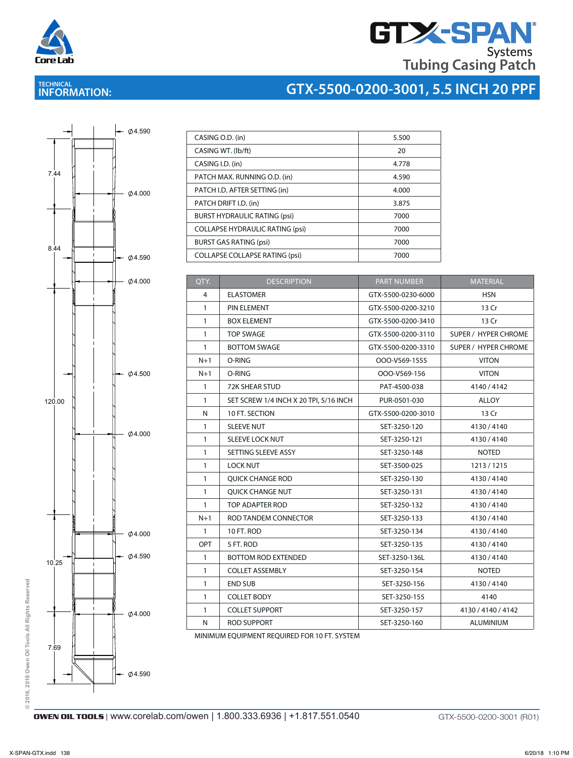# GTX-SPAN® Systems

## Tubing Casing Patch

**TECHNICAL INFORMATION:**

## GTX-5500-0200-3001, 5.5 INCH 20 PPF

Ø4.590

7.44

Ø4.000

8.44

Ø4.590

Ø4.000

Ø4.500

120.00

Ø4.000

Ø4.000

Ø4.590

10.25

Ø4.000

7.69

Ø4.590

| | |
|---|---|
| CASING O.D. (in) | 5.500 |
| CASING WT. (lb/ft) | 20 |
| CASING I.D. (in) | 4.778 |
| PATCH MAX. RUNNING O.D. (in) | 4.590 |
| PATCH I.D. AFTER SETTING (in) | 4.000 |
| PATCH DRIFT I.D. (in) | 3.875 |
| BURST HYDRAULIC RATING (psi) | 7000 |
| COLLAPSE HYDRAULIC RATING (psi) | 7000 |
| BURST GAS RATING (psi) | 7000 |
| COLLAPSE COLLAPSE RATING (psi) | 7000 |

| QTY. | DESCRIPTION | PART NUMBER | MATERIAL |
|---|---|---|---|
| 4 | ELASTOMER | GTX-5500-0230-6000 | HSN |
| 1 | PIN ELEMENT | GTX-5500-0200-3210 | 13 Cr |
| 1 | BOX ELEMENT | GTX-5500-0200-3410 | 13 Cr |
| 1 | TOP SWAGE | GTX-5500-0200-3110 | SUPER / HYPER CHROME |
| 1 | BOTTOM SWAGE | GTX-5500-0200-3310 | SUPER / HYPER CHROME |
| N+1 | O-RING | OOO-V569-1555 | VITON |
| N+1 | O-RING | OOO-V569-156 | VITON |
| 1 | 72K SHEAR STUD | PAT-4500-038 | 4140 / 4142 |
| 1 | SET SCREW 1/4 INCH X 20 TPI, 5/16 INCH | PUR-0501-030 | ALLOY |
| N | 10 FT. SECTION | GTX-5500-0200-3010 | 13 Cr |
| 1 | SLEEVE NUT | SET-3250-120 | 4130 / 4140 |
| 1 | SLEEVE LOCK NUT | SET-3250-121 | 4130 / 4140 |
| 1 | SETTING SLEEVE ASSY | SET-3250-148 | NOTED |
| 1 | LOCK NUT | SET-3500-025 | 1213 / 1215 |
| 1 | QUICK CHANGE ROD | SET-3250-130 | 4130 / 4140 |
| 1 | QUICK CHANGE NUT | SET-3250-131 | 4130 / 4140 |
| 1 | TOP ADAPTER ROD | SET-3250-132 | 4130 / 4140 |
| N+1 | ROD TANDEM CONNECTOR | SET-3250-133 | 4130 / 4140 |
| 1 | 10 FT. ROD | SET-3250-134 | 4130 / 4140 |
| OPT | 5 FT. ROD | SET-3250-135 | 4130 / 4140 |
| 1 | BOTTOM ROD EXTENDED | SET-3250-136L | 4130 / 4140 |
| 1 | COLLET ASSEMBLY | SET-3250-154 | NOTED |
| 1 | END SUB | SET-3250-156 | 4130 / 4140 |
| 1 | COLLET BODY | SET-3250-155 | 4140 |
| 1 | COLLET SUPPORT | SET-3250-157 | 4130 / 4140 / 4142 |
| N | ROD SUPPORT | SET-3250-160 | ALUMINIUM |

MINIMUM EQUIPMENT REQUIRED FOR 10 FT. SYSTEM

© 2016, 2018 Owen Oil Tools All Rights Reserved

**OWEN OIL TOOLS** | www.corelab.com/owen | 1.800.333.6936 | +1.817.551.0540

GTX-5500-0200-3001 (R01)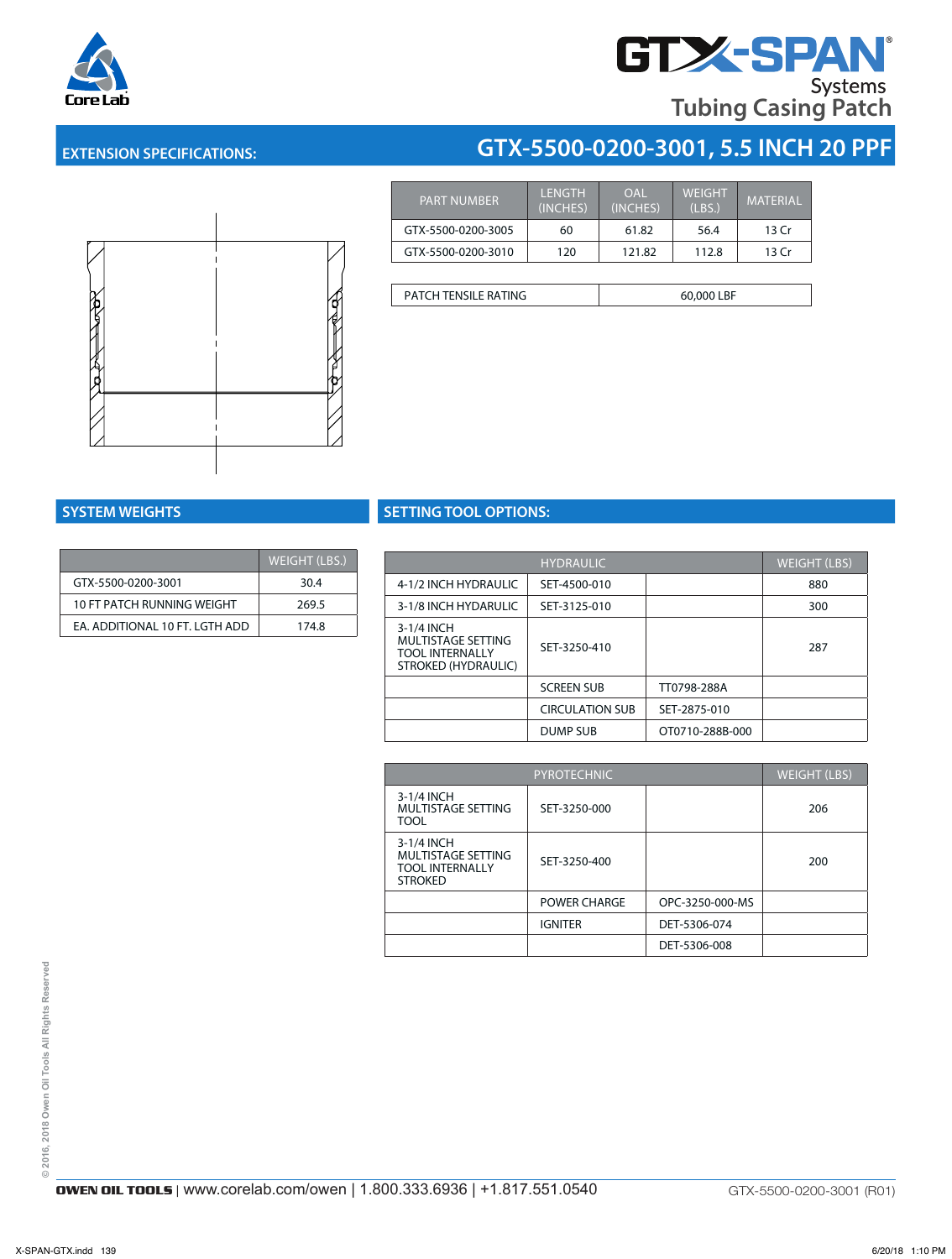# GTX-SPAN® Systems
## Tubing Casing Patch

## EXTENSION SPECIFICATIONS: GTX-5500-0200-3001, 5.5 INCH 20 PPF

| PART NUMBER | LENGTH (INCHES) | OAL (INCHES) | WEIGHT (LBS.) | MATERIAL |
|---|---|---|---|---|
| GTX-5500-0200-3005 | 60 | 61.82 | 56.4 | 13 Cr |
| GTX-5500-0200-3010 | 120 | 121.82 | 112.8 | 13 Cr |

| | |
|---|---|
| PATCH TENSILE RATING | 60,000 LBF |

## SYSTEM WEIGHTS

| | WEIGHT (LBS.) |
|---|---|
| GTX-5500-0200-3001 | 30.4 |
| 10 FT PATCH RUNNING WEIGHT | 269.5 |
| EA. ADDITIONAL 10 FT. LGTH ADD | 174.8 |

## SETTING TOOL OPTIONS:

| HYDRAULIC | | | WEIGHT (LBS) |
|---|---|---|---|
| 4-1/2 INCH HYDRAULIC | SET-4500-010 | | 880 |
| 3-1/8 INCH HYDARULIC | SET-3125-010 | | 300 |
| 3-1/4 INCH MULTISTAGE SETTING TOOL INTERNALLY STROKED (HYDRAULIC) | SET-3250-410 | | 287 |
| | SCREEN SUB | TT0798-288A | |
| | CIRCULATION SUB | SET-2875-010 | |
| | DUMP SUB | OT0710-288B-000 | |

| PYROTECHNIC | | | WEIGHT (LBS) |
|---|---|---|---|
| 3-1/4 INCH MULTISTAGE SETTING TOOL | SET-3250-000 | | 206 |
| 3-1/4 INCH MULTISTAGE SETTING TOOL INTERNALLY STROKED | SET-3250-400 | | 200 |
| | POWER CHARGE | OPC-3250-000-MS | |
| | IGNITER | DET-5306-074 | |
| | | DET-5306-008 | |

© 2016, 2018 Owen Oil Tools All Rights Reserved

**OWEN OIL TOOLS** | www.corelab.com/owen | 1.800.333.6936 | +1.817.551.0540

GTX-5500-0200-3001 (R01)